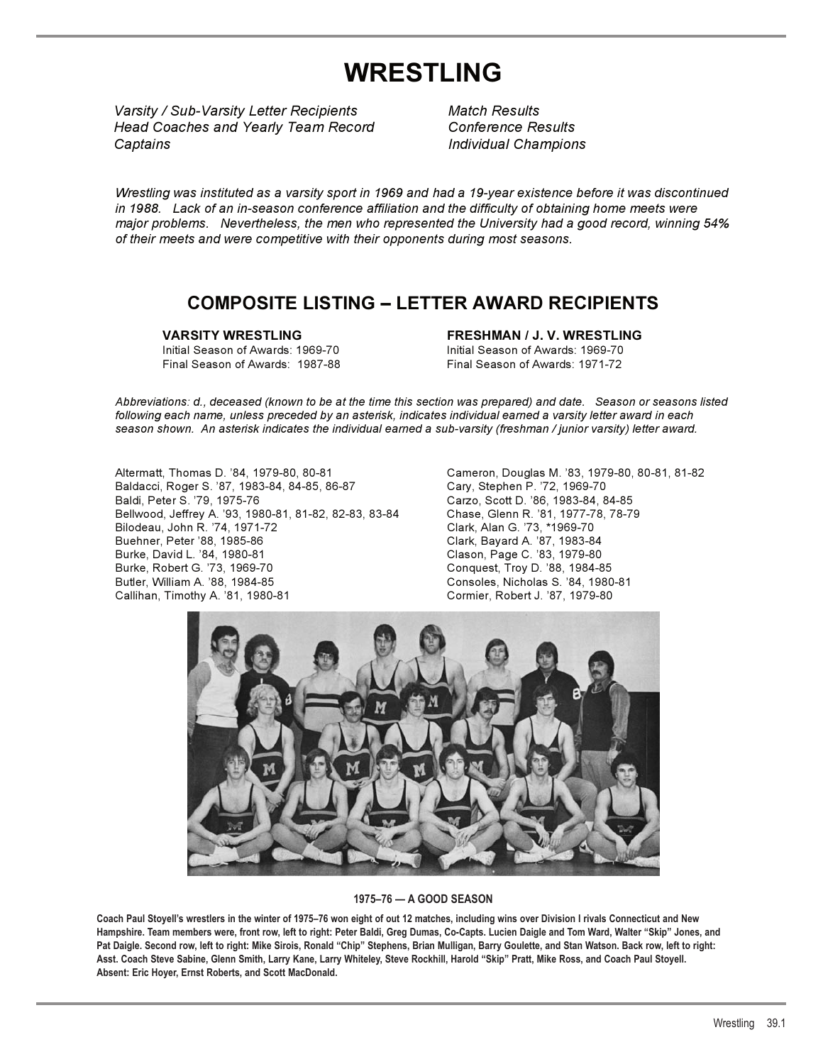# WRESTLING

*Varsity / Sub-Varsity Letter Recipients*
*Head Coaches and Yearly Team Record*
*Captains*
*Match Results*
*Conference Results*
*Individual Champions*

*Wrestling was instituted as a varsity sport in 1969 and had a 19-year existence before it was discontinued in 1988. Lack of an in-season conference affiliation and the difficulty of obtaining home meets were major problems. Nevertheless, the men who represented the University had a good record, winning 54% of their meets and were competitive with their opponents during most seasons.*

## COMPOSITE LISTING – LETTER AWARD RECIPIENTS

**VARSITY WRESTLING**
Initial Season of Awards: 1969-70
Final Season of Awards: 1987-88

**FRESHMAN / J. V. WRESTLING**
Initial Season of Awards: 1969-70
Final Season of Awards: 1971-72

*Abbreviations: d., deceased (known to be at the time this section was prepared) and date. Season or seasons listed following each name, unless preceded by an asterisk, indicates individual earned a varsity letter award in each season shown. An asterisk indicates the individual earned a sub-varsity (freshman / junior varsity) letter award.*

Altermatt, Thomas D. '84, 1979-80, 80-81
Baldacci, Roger S. '87, 1983-84, 84-85, 86-87
Baldi, Peter S. '79, 1975-76
Bellwood, Jeffrey A. '93, 1980-81, 81-82, 82-83, 83-84
Bilodeau, John R. '74, 1971-72
Buehner, Peter '88, 1985-86
Burke, David L. '84, 1980-81
Burke, Robert G. '73, 1969-70
Butler, William A. '88, 1984-85
Callihan, Timothy A. '81, 1980-81
Cameron, Douglas M. '83, 1979-80, 80-81, 81-82
Cary, Stephen P. '72, 1969-70
Carzo, Scott D. '86, 1983-84, 84-85
Chase, Glenn R. '81, 1977-78, 78-79
Clark, Alan G. '73, *1969-70
Clark, Bayard A. '87, 1983-84
Clason, Page C. '83, 1979-80
Conquest, Troy D. '88, 1984-85
Consoles, Nicholas S. '84, 1980-81
Cormier, Robert J. '87, 1979-80

**1975–76 — A GOOD SEASON**

**Coach Paul Stoyell's wrestlers in the winter of 1975–76 won eight of out 12 matches, including wins over Division I rivals Connecticut and New Hampshire. Team members were, front row, left to right: Peter Baldi, Greg Dumas, Co-Capts. Lucien Daigle and Tom Ward, Walter "Skip" Jones, and Pat Daigle. Second row, left to right: Mike Sirois, Ronald "Chip" Stephens, Brian Mulligan, Barry Goulette, and Stan Watson. Back row, left to right: Asst. Coach Steve Sabine, Glenn Smith, Larry Kane, Larry Whiteley, Steve Rockhill, Harold "Skip" Pratt, Mike Ross, and Coach Paul Stoyell. Absent: Eric Hoyer, Ernst Roberts, and Scott MacDonald.**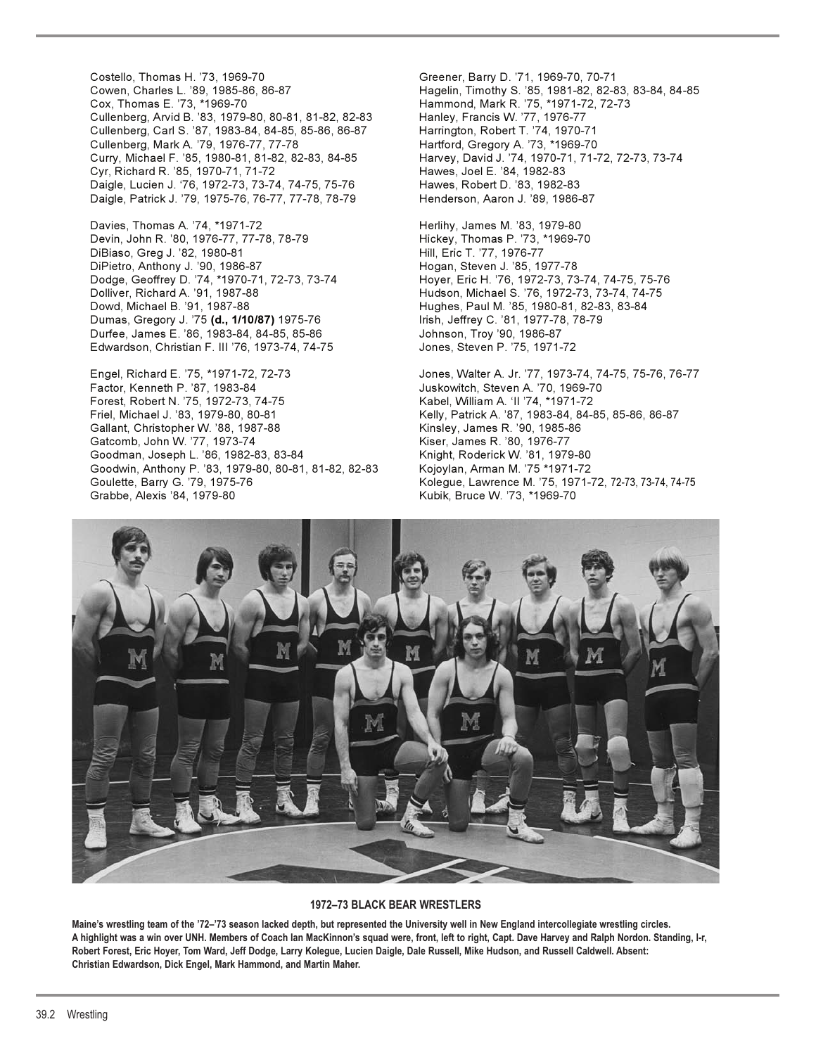Costello, Thomas H. '73, 1969-70
Cowen, Charles L. '89, 1985-86, 86-87
Cox, Thomas E. '73, *1969-70
Cullenberg, Arvid B. '83, 1979-80, 80-81, 81-82, 82-83
Cullenberg, Carl S. '87, 1983-84, 84-85, 85-86, 86-87
Cullenberg, Mark A. '79, 1976-77, 77-78
Curry, Michael F. '85, 1980-81, 81-82, 82-83, 84-85
Cyr, Richard R. '85, 1970-71, 71-72
Daigle, Lucien J. '76, 1972-73, 73-74, 74-75, 75-76
Daigle, Patrick J. '79, 1975-76, 76-77, 77-78, 78-79

Davies, Thomas A. '74, *1971-72
Devin, John R. '80, 1976-77, 77-78, 78-79
DiBiaso, Greg J. '82, 1980-81
DiPietro, Anthony J. '90, 1986-87
Dodge, Geoffrey D. '74, *1970-71, 72-73, 73-74
Dolliver, Richard A. '91, 1987-88
Dowd, Michael B. '91, 1987-88
Dumas, Gregory J. '75 **(d., 1/10/87)** 1975-76
Durfee, James E. '86, 1983-84, 84-85, 85-86
Edwardson, Christian F. III '76, 1973-74, 74-75

Engel, Richard E. '75, *1971-72, 72-73
Factor, Kenneth P. '87, 1983-84
Forest, Robert N. '75, 1972-73, 74-75
Friel, Michael J. '83, 1979-80, 80-81
Gallant, Christopher W. '88, 1987-88
Gatcomb, John W. '77, 1973-74
Goodman, Joseph L. '86, 1982-83, 83-84
Goodwin, Anthony P. '83, 1979-80, 80-81, 81-82, 82-83
Goulette, Barry G. '79, 1975-76
Grabbe, Alexis '84, 1979-80

Greener, Barry D. '71, 1969-70, 70-71
Hagelin, Timothy S. '85, 1981-82, 82-83, 83-84, 84-85
Hammond, Mark R. '75, *1971-72, 72-73
Hanley, Francis W. '77, 1976-77
Harrington, Robert T. '74, 1970-71
Hartford, Gregory A. '73, *1969-70
Harvey, David J. '74, 1970-71, 71-72, 72-73, 73-74
Hawes, Joel E. '84, 1982-83
Hawes, Robert D. '83, 1982-83
Henderson, Aaron J. '89, 1986-87

Herlihy, James M. '83, 1979-80
Hickey, Thomas P. '73, *1969-70
Hill, Eric T. '77, 1976-77
Hogan, Steven J. '85, 1977-78
Hoyer, Eric H. '76, 1972-73, 73-74, 74-75, 75-76
Hudson, Michael S. '76, 1972-73, 73-74, 74-75
Hughes, Paul M. '85, 1980-81, 82-83, 83-84
Irish, Jeffrey C. '81, 1977-78, 78-79
Johnson, Troy '90, 1986-87
Jones, Steven P. '75, 1971-72

Jones, Walter A. Jr. '77, 1973-74, 74-75, 75-76, 76-77
Juskowitch, Steven A. '70, 1969-70
Kabel, William A. 'II '74, *1971-72
Kelly, Patrick A. '87, 1983-84, 84-85, 85-86, 86-87
Kinsley, James R. '90, 1985-86
Kiser, James R. '80, 1976-77
Knight, Roderick W. '81, 1979-80
Kojoylan, Arman M. '75 *1971-72
Kolegue, Lawrence M. '75, 1971-72, 72-73, 73-74, 74-75
Kubik, Bruce W. '73, *1969-70

**1972–73 BLACK BEAR WRESTLERS**

**Maine's wrestling team of the '72–'73 season lacked depth, but represented the University well in New England intercollegiate wrestling circles. A highlight was a win over UNH. Members of Coach Ian MacKinnon's squad were, front, left to right, Capt. Dave Harvey and Ralph Nordon. Standing, l-r, Robert Forest, Eric Hoyer, Tom Ward, Jeff Dodge, Larry Kolegue, Lucien Daigle, Dale Russell, Mike Hudson, and Russell Caldwell. Absent: Christian Edwardson, Dick Engel, Mark Hammond, and Martin Maher.**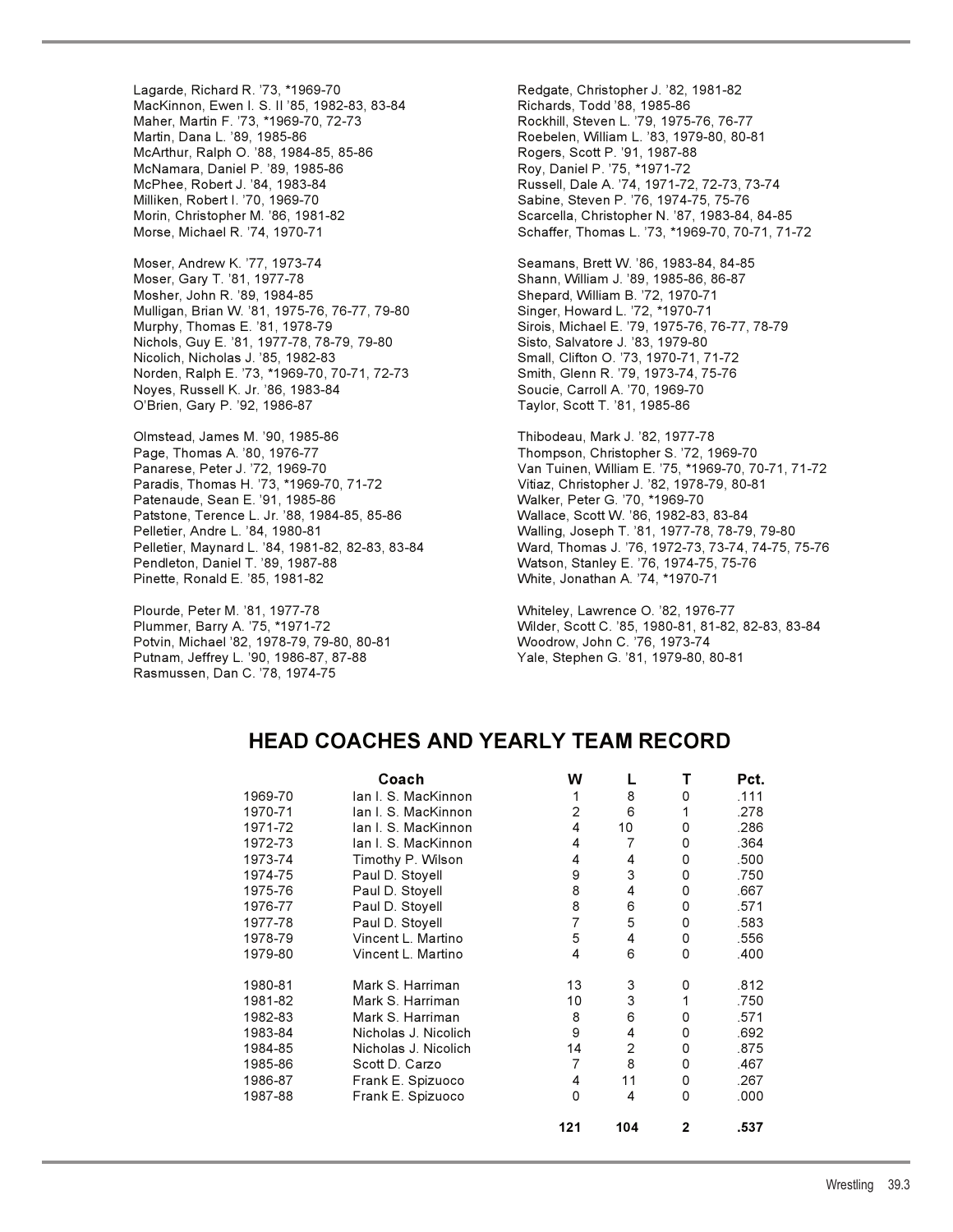Lagarde, Richard R. '73, *1969-70
MacKinnon, Ewen I. S. II '85, 1982-83, 83-84
Maher, Martin F. '73, *1969-70, 72-73
Martin, Dana L. '89, 1985-86
McArthur, Ralph O. '88, 1984-85, 85-86
McNamara, Daniel P. '89, 1985-86
McPhee, Robert J. '84, 1983-84
Milliken, Robert I. '70, 1969-70
Morin, Christopher M. '86, 1981-82
Morse, Michael R. '74, 1970-71

Moser, Andrew K. '77, 1973-74
Moser, Gary T. '81, 1977-78
Mosher, John R. '89, 1984-85
Mulligan, Brian W. '81, 1975-76, 76-77, 79-80
Murphy, Thomas E. '81, 1978-79
Nichols, Guy E. '81, 1977-78, 78-79, 79-80
Nicolich, Nicholas J. '85, 1982-83
Norden, Ralph E. '73, *1969-70, 70-71, 72-73
Noyes, Russell K. Jr. '86, 1983-84
O'Brien, Gary P. '92, 1986-87

Olmstead, James M. '90, 1985-86
Page, Thomas A. '80, 1976-77
Panarese, Peter J. '72, 1969-70
Paradis, Thomas H. '73, *1969-70, 71-72
Patenaude, Sean E. '91, 1985-86
Patstone, Terence L. Jr. '88, 1984-85, 85-86
Pelletier, Andre L. '84, 1980-81
Pelletier, Maynard L. '84, 1981-82, 82-83, 83-84
Pendleton, Daniel T. '89, 1987-88
Pinette, Ronald E. '85, 1981-82

Plourde, Peter M. '81, 1977-78
Plummer, Barry A. '75, *1971-72
Potvin, Michael '82, 1978-79, 79-80, 80-81
Putnam, Jeffrey L. '90, 1986-87, 87-88
Rasmussen, Dan C. '78, 1974-75

Redgate, Christopher J. '82, 1981-82
Richards, Todd '88, 1985-86
Rockhill, Steven L. '79, 1975-76, 76-77
Roebelen, William L. '83, 1979-80, 80-81
Rogers, Scott P. '91, 1987-88
Roy, Daniel P. '75, *1971-72
Russell, Dale A. '74, 1971-72, 72-73, 73-74
Sabine, Steven P. '76, 1974-75, 75-76
Scarcella, Christopher N. '87, 1983-84, 84-85
Schaffer, Thomas L. '73, *1969-70, 70-71, 71-72

Seamans, Brett W. '86, 1983-84, 84-85
Shann, William J. '89, 1985-86, 86-87
Shepard, William B. '72, 1970-71
Singer, Howard L. '72, *1970-71
Sirois, Michael E. '79, 1975-76, 76-77, 78-79
Sisto, Salvatore J. '83, 1979-80
Small, Clifton O. '73, 1970-71, 71-72
Smith, Glenn R. '79, 1973-74, 75-76
Soucie, Carroll A. '70, 1969-70
Taylor, Scott T. '81, 1985-86

Thibodeau, Mark J. '82, 1977-78
Thompson, Christopher S. '72, 1969-70
Van Tuinen, William E. '75, *1969-70, 70-71, 71-72
Vitiaz, Christopher J. '82, 1978-79, 80-81
Walker, Peter G. '70, *1969-70
Wallace, Scott W. '86, 1982-83, 83-84
Walling, Joseph T. '81, 1977-78, 78-79, 79-80
Ward, Thomas J. '76, 1972-73, 73-74, 74-75, 75-76
Watson, Stanley E. '76, 1974-75, 75-76
White, Jonathan A. '74, *1970-71

Whiteley, Lawrence O. '82, 1976-77
Wilder, Scott C. '85, 1980-81, 81-82, 82-83, 83-84
Woodrow, John C. '76, 1973-74
Yale, Stephen G. '81, 1979-80, 80-81

## HEAD COACHES AND YEARLY TEAM RECORD

| | Coach | W | L | T | Pct. |
|---|---|---|---|---|---|
| 1969-70 | Ian I. S. MacKinnon | 1 | 8 | 0 | .111 |
| 1970-71 | Ian I. S. MacKinnon | 2 | 6 | 1 | .278 |
| 1971-72 | Ian I. S. MacKinnon | 4 | 10 | 0 | .286 |
| 1972-73 | Ian I. S. MacKinnon | 4 | 7 | 0 | .364 |
| 1973-74 | Timothy P. Wilson | 4 | 4 | 0 | .500 |
| 1974-75 | Paul D. Stoyell | 9 | 3 | 0 | .750 |
| 1975-76 | Paul D. Stoyell | 8 | 4 | 0 | .667 |
| 1976-77 | Paul D. Stoyell | 8 | 6 | 0 | .571 |
| 1977-78 | Paul D. Stoyell | 7 | 5 | 0 | .583 |
| 1978-79 | Vincent L. Martino | 5 | 4 | 0 | .556 |
| 1979-80 | Vincent L. Martino | 4 | 6 | 0 | .400 |
| 1980-81 | Mark S. Harriman | 13 | 3 | 0 | .812 |
| 1981-82 | Mark S. Harriman | 10 | 3 | 1 | .750 |
| 1982-83 | Mark S. Harriman | 8 | 6 | 0 | .571 |
| 1983-84 | Nicholas J. Nicolich | 9 | 4 | 0 | .692 |
| 1984-85 | Nicholas J. Nicolich | 14 | 2 | 0 | .875 |
| 1985-86 | Scott D. Carzo | 7 | 8 | 0 | .467 |
| 1986-87 | Frank E. Spizuoco | 4 | 11 | 0 | .267 |
| 1987-88 | Frank E. Spizuoco | 0 | 4 | 0 | .000 |
| | | **121** | **104** | **2** | **.537** |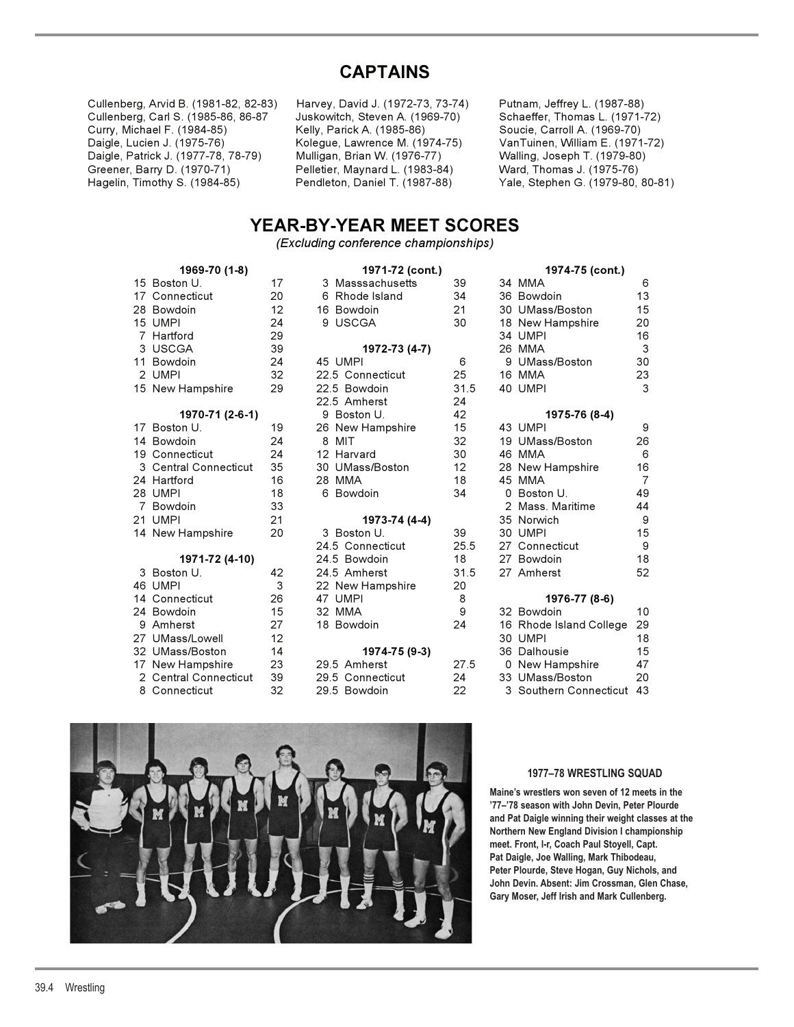## CAPTAINS

Cullenberg, Arvid B. (1981-82, 82-83)
Cullenberg, Carl S. (1985-86, 86-87
Curry, Michael F. (1984-85)
Daigle, Lucien J. (1975-76)
Daigle, Patrick J. (1977-78, 78-79)
Greener, Barry D. (1970-71)
Hagelin, Timothy S. (1984-85)
Harvey, David J. (1972-73, 73-74)
Juskowitch, Steven A. (1969-70)
Kelly, Parick A. (1985-86)
Kolegue, Lawrence M. (1974-75)
Mulligan, Brian W. (1976-77)
Pelletier, Maynard L. (1983-84)
Pendleton, Daniel T. (1987-88)
Putnam, Jeffrey L. (1987-88)
Schaeffer, Thomas L. (1971-72)
Soucie, Carroll A. (1969-70)
VanTuinen, William E. (1971-72)
Walling, Joseph T. (1979-80)
Ward, Thomas J. (1975-76)
Yale, Stephen G. (1979-80, 80-81)

## YEAR-BY-YEAR MEET SCORES

*(Excluding conference championships)*

**1969-70 (1-8)**

| Maine | Opponent | Score |
|---|---|---|
| 15 | Boston U. | 17 |
| 17 | Connecticut | 20 |
| 28 | Bowdoin | 12 |
| 15 | UMPI | 24 |
| 7 | Hartford | 29 |
| 3 | USCGA | 39 |
| 11 | Bowdoin | 24 |
| 2 | UMPI | 32 |
| 15 | New Hampshire | 29 |

**1970-71 (2-6-1)**

| Maine | Opponent | Score |
|---|---|---|
| 17 | Boston U. | 19 |
| 14 | Bowdoin | 24 |
| 19 | Connecticut | 24 |
| 3 | Central Connecticut | 35 |
| 24 | Hartford | 16 |
| 28 | UMPI | 18 |
| 7 | Bowdoin | 33 |
| 21 | UMPI | 21 |
| 14 | New Hampshire | 20 |

**1971-72 (4-10)**

| Maine | Opponent | Score |
|---|---|---|
| 3 | Boston U. | 42 |
| 46 | UMPI | 3 |
| 14 | Connecticut | 26 |
| 24 | Bowdoin | 15 |
| 9 | Amherst | 27 |
| 27 | UMass/Lowell | 12 |
| 32 | UMass/Boston | 14 |
| 17 | New Hampshire | 23 |
| 2 | Central Connecticut | 39 |
| 8 | Connecticut | 32 |
| 3 | Masssachusetts | 39 |
| 6 | Rhode Island | 34 |
| 16 | Bowdoin | 21 |
| 9 | USCGA | 30 |

**1972-73 (4-7)**

| Maine | Opponent | Score |
|---|---|---|
| 45 | UMPI | 6 |
| 22.5 | Connecticut | 25 |
| 22.5 | Bowdoin | 31.5 |
| 22.5 | Amherst | 24 |
| 9 | Boston U. | 42 |
| 26 | New Hampshire | 15 |
| 8 | MIT | 32 |
| 12 | Harvard | 30 |
| 30 | UMass/Boston | 12 |
| 28 | MMA | 18 |
| 6 | Bowdoin | 34 |

**1973-74 (4-4)**

| Maine | Opponent | Score |
|---|---|---|
| 3 | Boston U. | 39 |
| 24.5 | Connecticut | 25.5 |
| 24.5 | Bowdoin | 18 |
| 24.5 | Amherst | 31.5 |
| 22 | New Hampshire | 20 |
| 47 | UMPI | 8 |
| 32 | MMA | 9 |
| 18 | Bowdoin | 24 |

**1974-75 (9-3)**

| Maine | Opponent | Score |
|---|---|---|
| 29.5 | Amherst | 27.5 |
| 29.5 | Connecticut | 24 |
| 29.5 | Bowdoin | 22 |
| 34 | MMA | 6 |
| 36 | Bowdoin | 13 |
| 30 | UMass/Boston | 15 |
| 18 | New Hampshire | 20 |
| 34 | UMPI | 16 |
| 26 | MMA | 3 |
| 9 | UMass/Boston | 30 |
| 16 | MMA | 23 |
| 40 | UMPI | 3 |

**1975-76 (8-4)**

| Maine | Opponent | Score |
|---|---|---|
| 43 | UMPI | 9 |
| 19 | UMass/Boston | 26 |
| 46 | MMA | 6 |
| 28 | New Hampshire | 16 |
| 45 | MMA | 7 |
| 0 | Boston U. | 49 |
| 2 | Mass. Maritime | 44 |
| 35 | Norwich | 9 |
| 30 | UMPI | 15 |
| 27 | Connecticut | 9 |
| 27 | Bowdoin | 18 |
| 27 | Amherst | 52 |

**1976-77 (8-6)**

| Maine | Opponent | Score |
|---|---|---|
| 32 | Bowdoin | 10 |
| 16 | Rhode Island College | 29 |
| 30 | UMPI | 18 |
| 36 | Dalhousie | 15 |
| 0 | New Hampshire | 47 |
| 33 | UMass/Boston | 20 |
| 3 | Southern Connecticut | 43 |

**1977–78 WRESTLING SQUAD**

**Maine's wrestlers won seven of 12 meets in the '77–'78 season with John Devin, Peter Plourde and Pat Daigle winning their weight classes at the Northern New England Division I championship meet. Front, l-r, Coach Paul Stoyell, Capt. Pat Daigle, Joe Walling, Mark Thibodeau, Peter Plourde, Steve Hogan, Guy Nichols, and John Devin. Absent: Jim Crossman, Glen Chase, Gary Moser, Jeff Irish and Mark Cullenberg.**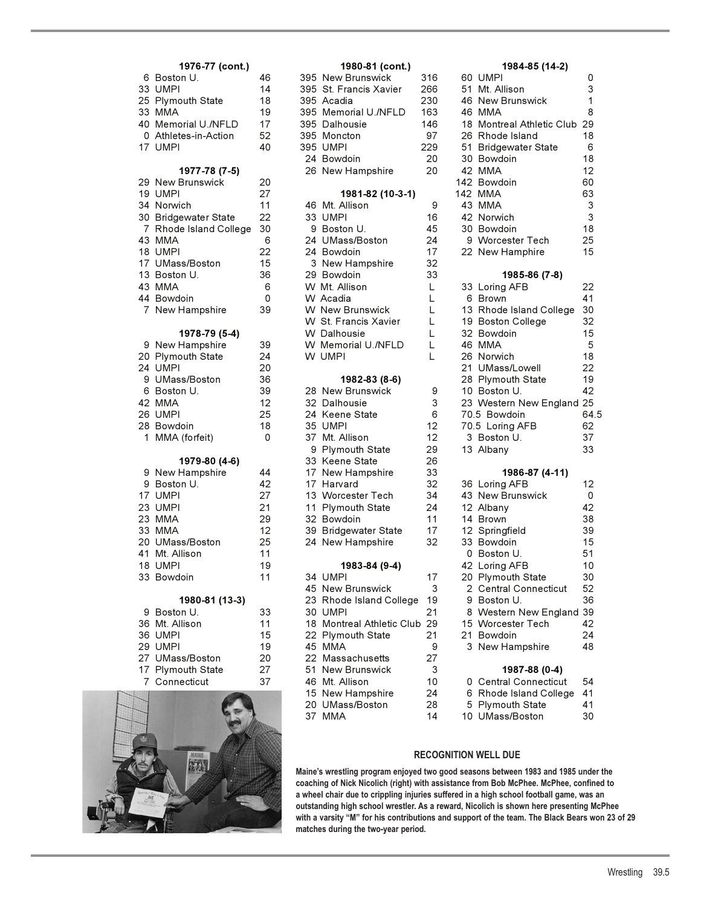### 1976-77 (cont.)

| | | |
|---|---|---|
| 6 | Boston U. | 46 |
| 33 | UMPI | 14 |
| 25 | Plymouth State | 18 |
| 33 | MMA | 19 |
| 40 | Memorial U./NFLD | 17 |
| 0 | Athletes-in-Action | 52 |
| 17 | UMPI | 40 |

### 1977-78 (7-5)

| | | |
|---|---|---|
| 29 | New Brunswick | 20 |
| 19 | UMPI | 27 |
| 34 | Norwich | 11 |
| 30 | Bridgewater State | 22 |
| 7 | Rhode Island College | 30 |
| 43 | MMA | 6 |
| 18 | UMPI | 22 |
| 17 | UMass/Boston | 15 |
| 13 | Boston U. | 36 |
| 43 | MMA | 6 |
| 44 | Bowdoin | 0 |
| 7 | New Hampshire | 39 |

### 1978-79 (5-4)

| | | |
|---|---|---|
| 9 | New Hampshire | 39 |
| 20 | Plymouth State | 24 |
| 24 | UMPI | 20 |
| 9 | UMass/Boston | 36 |
| 6 | Boston U. | 39 |
| 42 | MMA | 12 |
| 26 | UMPI | 25 |
| 28 | Bowdoin | 18 |
| 1 | MMA (forfeit) | 0 |

### 1979-80 (4-6)

| | | |
|---|---|---|
| 9 | New Hampshire | 44 |
| 9 | Boston U. | 42 |
| 17 | UMPI | 27 |
| 23 | UMPI | 21 |
| 23 | MMA | 29 |
| 33 | MMA | 12 |
| 20 | UMass/Boston | 25 |
| 41 | Mt. Allison | 11 |
| 18 | UMPI | 19 |
| 33 | Bowdoin | 11 |

### 1980-81 (13-3)

| | | |
|---|---|---|
| 9 | Boston U. | 33 |
| 36 | Mt. Allison | 11 |
| 36 | UMPI | 15 |
| 29 | UMPI | 19 |
| 27 | UMass/Boston | 20 |
| 17 | Plymouth State | 27 |
| 7 | Connecticut | 37 |

### 1980-81 (cont.)

| | | |
|---|---|---|
| 395 | New Brunswick | 316 |
| 395 | St. Francis Xavier | 266 |
| 395 | Acadia | 230 |
| 395 | Memorial U./NFLD | 163 |
| 395 | Dalhousie | 146 |
| 395 | Moncton | 97 |
| 395 | UMPI | 229 |
| 24 | Bowdoin | 20 |
| 26 | New Hampshire | 20 |

### 1981-82 (10-3-1)

| | | |
|---|---|---|
| 46 | Mt. Allison | 9 |
| 33 | UMPI | 16 |
| 9 | Boston U. | 45 |
| 24 | UMass/Boston | 24 |
| 24 | Bowdoin | 17 |
| 3 | New Hampshire | 32 |
| 29 | Bowdoin | 33 |
| W | Mt. Allison | L |
| W | Acadia | L |
| W | New Brunswick | L |
| W | St. Francis Xavier | L |
| W | Dalhousie | L |
| W | Memorial U./NFLD | L |
| W | UMPI | L |

### 1982-83 (8-6)

| | | |
|---|---|---|
| 28 | New Brunswick | 9 |
| 32 | Dalhousie | 3 |
| 24 | Keene State | 6 |
| 35 | UMPI | 12 |
| 37 | Mt. Allison | 12 |
| 9 | Plymouth State | 29 |
| 33 | Keene State | 26 |
| 17 | New Hampshire | 33 |
| 17 | Harvard | 32 |
| 13 | Worcester Tech | 34 |
| 11 | Plymouth State | 24 |
| 32 | Bowdoin | 11 |
| 39 | Bridgewater State | 17 |
| 24 | New Hampshire | 32 |

### 1983-84 (9-4)

| | | |
|---|---|---|
| 34 | UMPI | 17 |
| 45 | New Brunswick | 3 |
| 23 | Rhode Island College | 19 |
| 30 | UMPI | 21 |
| 18 | Montreal Athletic Club | 29 |
| 22 | Plymouth State | 21 |
| 45 | MMA | 9 |
| 22 | Massachusetts | 27 |
| 51 | New Brunswick | 3 |
| 46 | Mt. Allison | 10 |
| 15 | New Hampshire | 24 |
| 20 | UMass/Boston | 28 |
| 37 | MMA | 14 |

### 1984-85 (14-2)

| | | |
|---|---|---|
| 60 | UMPI | 0 |
| 51 | Mt. Allison | 3 |
| 46 | New Brunswick | 1 |
| 46 | MMA | 8 |
| 18 | Montreal Athletic Club | 29 |
| 26 | Rhode Island | 18 |
| 51 | Bridgewater State | 6 |
| 30 | Bowdoin | 18 |
| 42 | MMA | 12 |
| 142 | Bowdoin | 60 |
| 142 | MMA | 63 |
| 43 | MMA | 3 |
| 42 | Norwich | 3 |
| 30 | Bowdoin | 18 |
| 9 | Worcester Tech | 25 |
| 22 | New Hamphire | 15 |

### 1985-86 (7-8)

| | | |
|---|---|---|
| 33 | Loring AFB | 22 |
| 6 | Brown | 41 |
| 13 | Rhode Island College | 30 |
| 19 | Boston College | 32 |
| 32 | Bowdoin | 15 |
| 46 | MMA | 5 |
| 26 | Norwich | 18 |
| 21 | UMass/Lowell | 22 |
| 28 | Plymouth State | 19 |
| 10 | Boston U. | 42 |
| 23 | Western New England | 25 |
| 70.5 | Bowdoin | 64.5 |
| 70.5 | Loring AFB | 62 |
| 3 | Boston U. | 37 |
| 13 | Albany | 33 |

### 1986-87 (4-11)

| | | |
|---|---|---|
| 36 | Loring AFB | 12 |
| 43 | New Brunswick | 0 |
| 12 | Albany | 42 |
| 14 | Brown | 38 |
| 12 | Springfield | 39 |
| 33 | Bowdoin | 15 |
| 0 | Boston U. | 51 |
| 42 | Loring AFB | 10 |
| 20 | Plymouth State | 30 |
| 2 | Central Connecticut | 52 |
| 9 | Boston U. | 36 |
| 8 | Western New England | 39 |
| 15 | Worcester Tech | 42 |
| 21 | Bowdoin | 24 |
| 3 | New Hampshire | 48 |

### 1987-88 (0-4)

| | | |
|---|---|---|
| 0 | Central Connecticut | 54 |
| 6 | Rhode Island College | 41 |
| 5 | Plymouth State | 41 |
| 10 | UMass/Boston | 30 |

**RECOGNITION WELL DUE**

**Maine's wrestling program enjoyed two good seasons between 1983 and 1985 under the coaching of Nick Nicolich (right) with assistance from Bob McPhee. McPhee, confined to a wheel chair due to crippling injuries suffered in a high school football game, was an outstanding high school wrestler. As a reward, Nicolich is shown here presenting McPhee with a varsity "M" for his contributions and support of the team. The Black Bears won 23 of 29 matches during the two-year period.**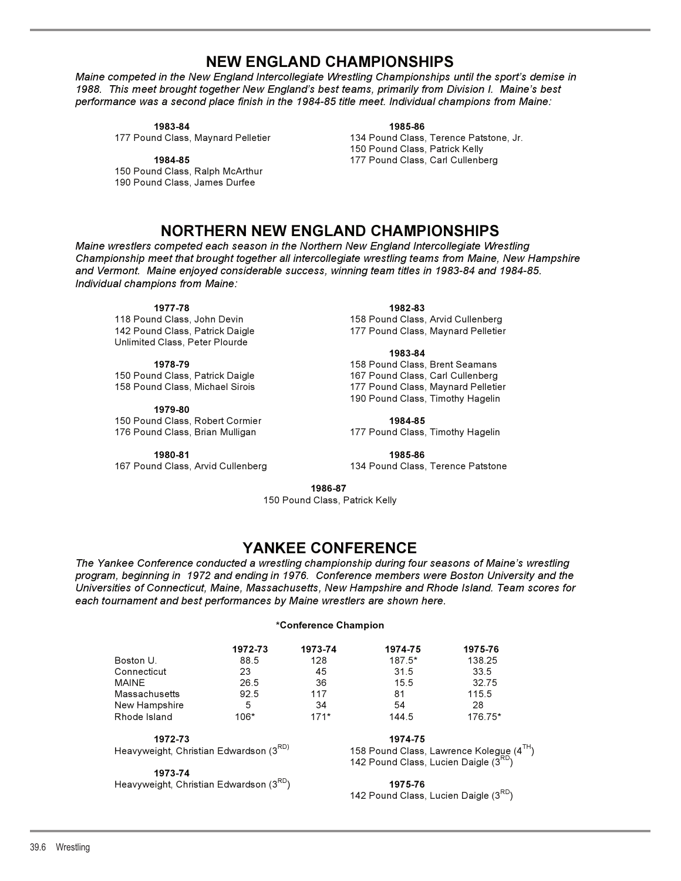## NEW ENGLAND CHAMPIONSHIPS

*Maine competed in the New England Intercollegiate Wrestling Championships until the sport's demise in 1988. This meet brought together New England's best teams, primarily from Division I. Maine's best performance was a second place finish in the 1984-85 title meet. Individual champions from Maine:*

**1983-84**
177 Pound Class, Maynard Pelletier

**1984-85**
150 Pound Class, Ralph McArthur
190 Pound Class, James Durfee

**1985-86**
134 Pound Class, Terence Patstone, Jr.
150 Pound Class, Patrick Kelly
177 Pound Class, Carl Cullenberg

## NORTHERN NEW ENGLAND CHAMPIONSHIPS

*Maine wrestlers competed each season in the Northern New England Intercollegiate Wrestling Championship meet that brought together all intercollegiate wrestling teams from Maine, New Hampshire and Vermont. Maine enjoyed considerable success, winning team titles in 1983-84 and 1984-85. Individual champions from Maine:*

**1977-78**
118 Pound Class, John Devin
142 Pound Class, Patrick Daigle
Unlimited Class, Peter Plourde

**1978-79**
150 Pound Class, Patrick Daigle
158 Pound Class, Michael Sirois

**1979-80**
150 Pound Class, Robert Cormier
176 Pound Class, Brian Mulligan

**1980-81**
167 Pound Class, Arvid Cullenberg

**1982-83**
158 Pound Class, Arvid Cullenberg
177 Pound Class, Maynard Pelletier

**1983-84**
158 Pound Class, Brent Seamans
167 Pound Class, Carl Cullenberg
177 Pound Class, Maynard Pelletier
190 Pound Class, Timothy Hagelin

**1984-85**
177 Pound Class, Timothy Hagelin

**1985-86**
134 Pound Class, Terence Patstone

**1986-87**
150 Pound Class, Patrick Kelly

## YANKEE CONFERENCE

*The Yankee Conference conducted a wrestling championship during four seasons of Maine's wrestling program, beginning in 1972 and ending in 1976. Conference members were Boston University and the Universities of Connecticut, Maine, Massachusetts, New Hampshire and Rhode Island. Team scores for each tournament and best performances by Maine wrestlers are shown here.*

**\*Conference Champion**

| | 1972-73 | 1973-74 | 1974-75 | 1975-76 |
|---|---|---|---|---|
| Boston U. | 88.5 | 128 | 187.5* | 138.25 |
| Connecticut | 23 | 45 | 31.5 | 33.5 |
| MAINE | 26.5 | 36 | 15.5 | 32.75 |
| Massachusetts | 92.5 | 117 | 81 | 115.5 |
| New Hampshire | 5 | 34 | 54 | 28 |
| Rhode Island | 106* | 171* | 144.5 | 176.75* |

**1972-73**
Heavyweight, Christian Edwardson (3RD)

**1973-74**
Heavyweight, Christian Edwardson (3RD)

**1974-75**
158 Pound Class, Lawrence Kolegue (4TH)
142 Pound Class, Lucien Daigle (3RD)

**1975-76**
142 Pound Class, Lucien Daigle (3RD)